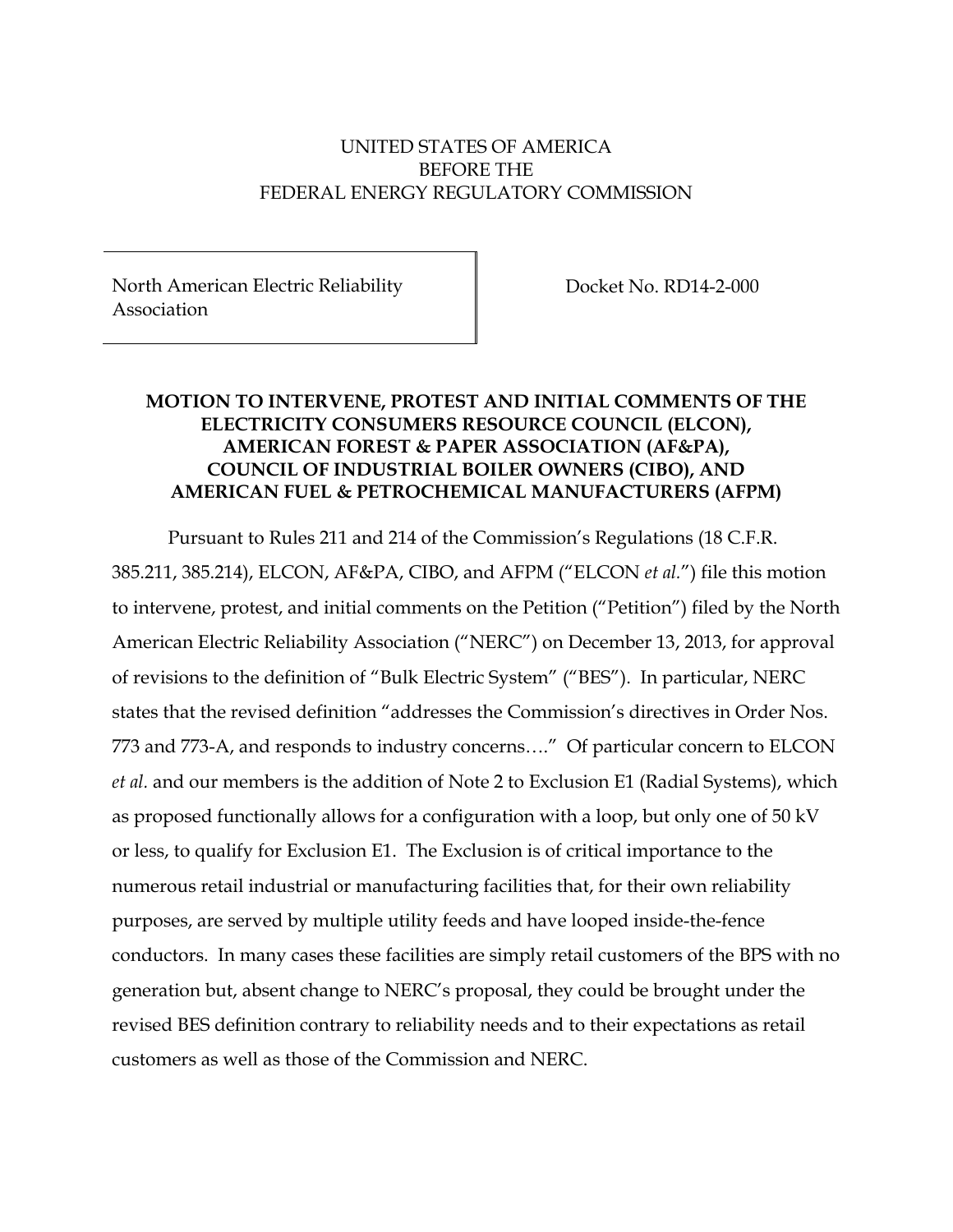UNITED STATES OF AMERICA
BEFORE THE
FEDERAL ENERGY REGULATORY COMMISSION

| North American Electric Reliability Association | Docket No. RD14-2-000 |
|---|---|

**MOTION TO INTERVENE, PROTEST AND INITIAL COMMENTS OF THE ELECTRICITY CONSUMERS RESOURCE COUNCIL (ELCON), AMERICAN FOREST & PAPER ASSOCIATION (AF&PA), COUNCIL OF INDUSTRIAL BOILER OWNERS (CIBO), AND AMERICAN FUEL & PETROCHEMICAL MANUFACTURERS (AFPM)**

Pursuant to Rules 211 and 214 of the Commission's Regulations (18 C.F.R. 385.211, 385.214), ELCON, AF&PA, CIBO, and AFPM ("ELCON *et al.*") file this motion to intervene, protest, and initial comments on the Petition ("Petition") filed by the North American Electric Reliability Association ("NERC") on December 13, 2013, for approval of revisions to the definition of "Bulk Electric System" ("BES"). In particular, NERC states that the revised definition "addresses the Commission's directives in Order Nos. 773 and 773-A, and responds to industry concerns…." Of particular concern to ELCON *et al.* and our members is the addition of Note 2 to Exclusion E1 (Radial Systems), which as proposed functionally allows for a configuration with a loop, but only one of 50 kV or less, to qualify for Exclusion E1. The Exclusion is of critical importance to the numerous retail industrial or manufacturing facilities that, for their own reliability purposes, are served by multiple utility feeds and have looped inside-the-fence conductors. In many cases these facilities are simply retail customers of the BPS with no generation but, absent change to NERC's proposal, they could be brought under the revised BES definition contrary to reliability needs and to their expectations as retail customers as well as those of the Commission and NERC.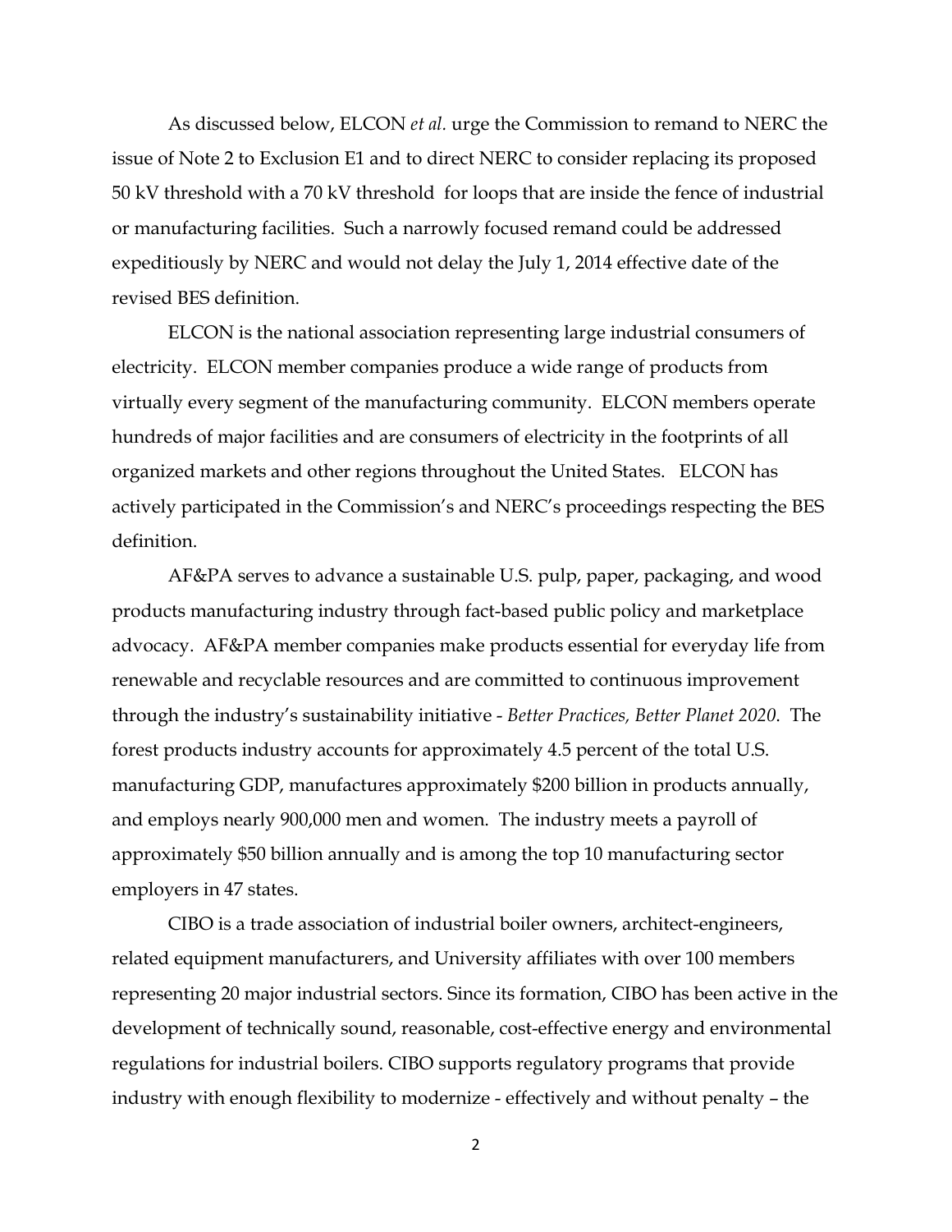As discussed below, ELCON *et al.* urge the Commission to remand to NERC the issue of Note 2 to Exclusion E1 and to direct NERC to consider replacing its proposed 50 kV threshold with a 70 kV threshold for loops that are inside the fence of industrial or manufacturing facilities. Such a narrowly focused remand could be addressed expeditiously by NERC and would not delay the July 1, 2014 effective date of the revised BES definition.

ELCON is the national association representing large industrial consumers of electricity. ELCON member companies produce a wide range of products from virtually every segment of the manufacturing community. ELCON members operate hundreds of major facilities and are consumers of electricity in the footprints of all organized markets and other regions throughout the United States. ELCON has actively participated in the Commission's and NERC's proceedings respecting the BES definition.

AF&PA serves to advance a sustainable U.S. pulp, paper, packaging, and wood products manufacturing industry through fact-based public policy and marketplace advocacy. AF&PA member companies make products essential for everyday life from renewable and recyclable resources and are committed to continuous improvement through the industry's sustainability initiative - *Better Practices, Better Planet 2020*. The forest products industry accounts for approximately 4.5 percent of the total U.S. manufacturing GDP, manufactures approximately $200 billion in products annually, and employs nearly 900,000 men and women. The industry meets a payroll of approximately $50 billion annually and is among the top 10 manufacturing sector employers in 47 states.

CIBO is a trade association of industrial boiler owners, architect-engineers, related equipment manufacturers, and University affiliates with over 100 members representing 20 major industrial sectors. Since its formation, CIBO has been active in the development of technically sound, reasonable, cost-effective energy and environmental regulations for industrial boilers. CIBO supports regulatory programs that provide industry with enough flexibility to modernize - effectively and without penalty – the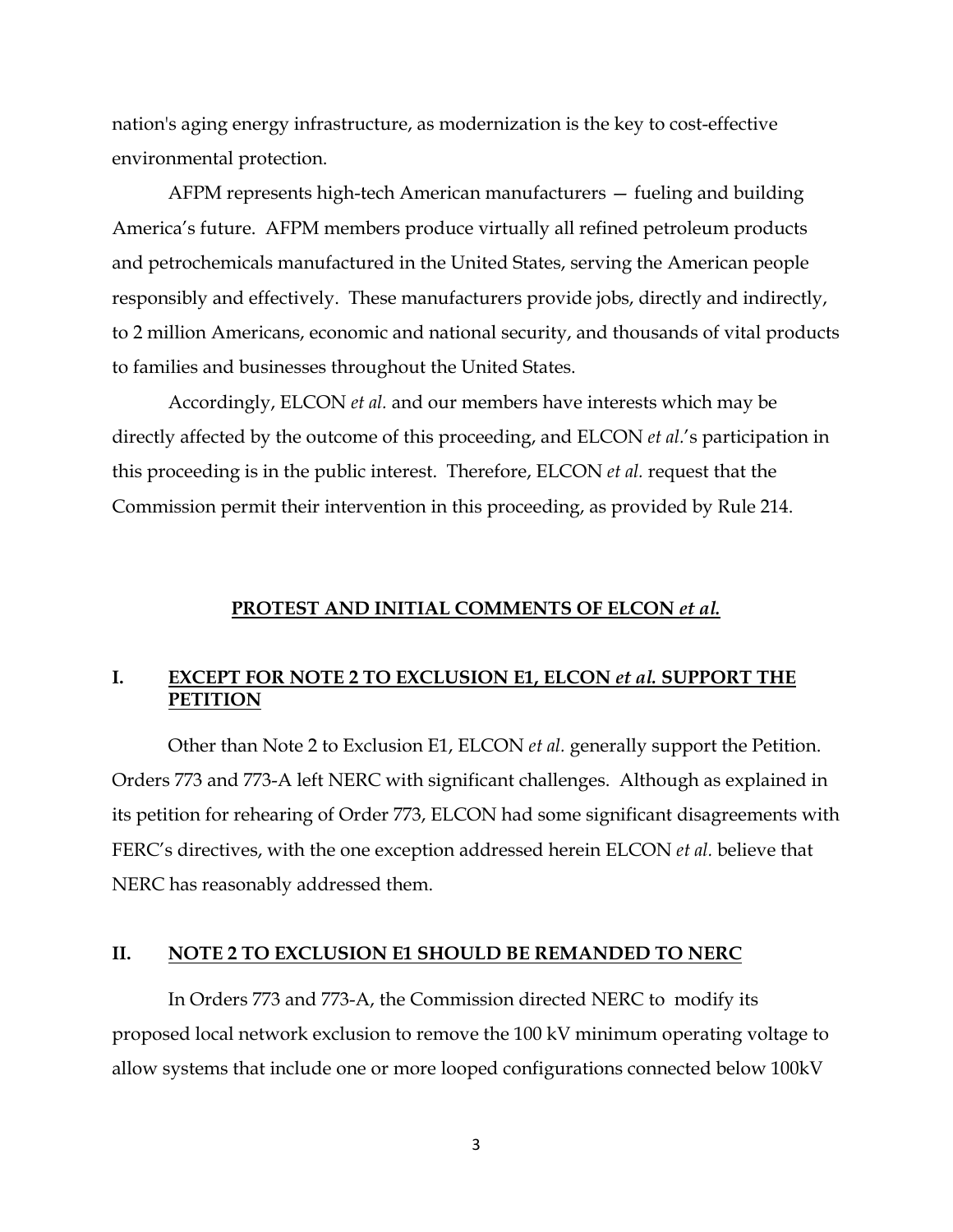nation's aging energy infrastructure, as modernization is the key to cost-effective environmental protection.

AFPM represents high-tech American manufacturers — fueling and building America's future. AFPM members produce virtually all refined petroleum products and petrochemicals manufactured in the United States, serving the American people responsibly and effectively. These manufacturers provide jobs, directly and indirectly, to 2 million Americans, economic and national security, and thousands of vital products to families and businesses throughout the United States.

Accordingly, ELCON *et al.* and our members have interests which may be directly affected by the outcome of this proceeding, and ELCON *et al.*'s participation in this proceeding is in the public interest. Therefore, ELCON *et al.* request that the Commission permit their intervention in this proceeding, as provided by Rule 214.

## **PROTEST AND INITIAL COMMENTS OF ELCON *et al.***

### **I. EXCEPT FOR NOTE 2 TO EXCLUSION E1, ELCON *et al.* SUPPORT THE PETITION**

Other than Note 2 to Exclusion E1, ELCON *et al.* generally support the Petition. Orders 773 and 773-A left NERC with significant challenges. Although as explained in its petition for rehearing of Order 773, ELCON had some significant disagreements with FERC's directives, with the one exception addressed herein ELCON *et al.* believe that NERC has reasonably addressed them.

### **II. NOTE 2 TO EXCLUSION E1 SHOULD BE REMANDED TO NERC**

In Orders 773 and 773-A, the Commission directed NERC to modify its proposed local network exclusion to remove the 100 kV minimum operating voltage to allow systems that include one or more looped configurations connected below 100kV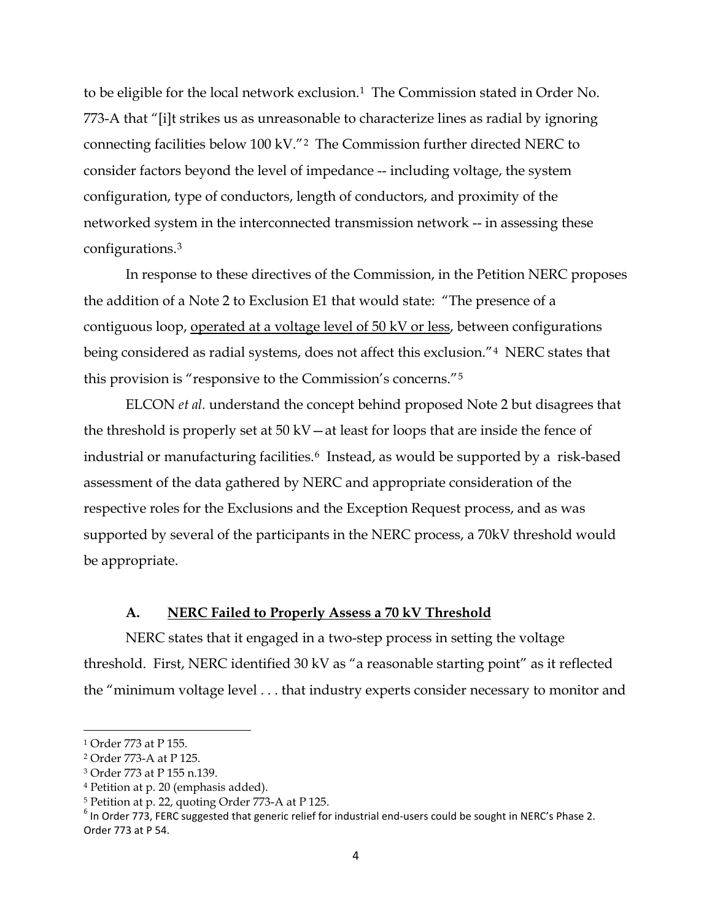to be eligible for the local network exclusion.[1] The Commission stated in Order No. 773-A that "[i]t strikes us as unreasonable to characterize lines as radial by ignoring connecting facilities below 100 kV."[2] The Commission further directed NERC to consider factors beyond the level of impedance -- including voltage, the system configuration, type of conductors, length of conductors, and proximity of the networked system in the interconnected transmission network -- in assessing these configurations.[3]

In response to these directives of the Commission, in the Petition NERC proposes the addition of a Note 2 to Exclusion E1 that would state: "The presence of a contiguous loop, <u>operated at a voltage level of 50 kV or less</u>, between configurations being considered as radial systems, does not affect this exclusion."[4] NERC states that this provision is "responsive to the Commission's concerns."[5]

ELCON *et al.* understand the concept behind proposed Note 2 but disagrees that the threshold is properly set at 50 kV—at least for loops that are inside the fence of industrial or manufacturing facilities.[6] Instead, as would be supported by a risk-based assessment of the data gathered by NERC and appropriate consideration of the respective roles for the Exclusions and the Exception Request process, and as was supported by several of the participants in the NERC process, a 70kV threshold would be appropriate.

### A. <u>NERC Failed to Properly Assess a 70 kV Threshold</u>

NERC states that it engaged in a two-step process in setting the voltage threshold. First, NERC identified 30 kV as "a reasonable starting point" as it reflected the "minimum voltage level . . . that industry experts consider necessary to monitor and

---

[1] Order 773 at P 155.

[2] Order 773-A at P 125.

[3] Order 773 at P 155 n.139.

[4] Petition at p. 20 (emphasis added).

[5] Petition at p. 22, quoting Order 773-A at P 125.

[6] In Order 773, FERC suggested that generic relief for industrial end-users could be sought in NERC's Phase 2. Order 773 at P 54.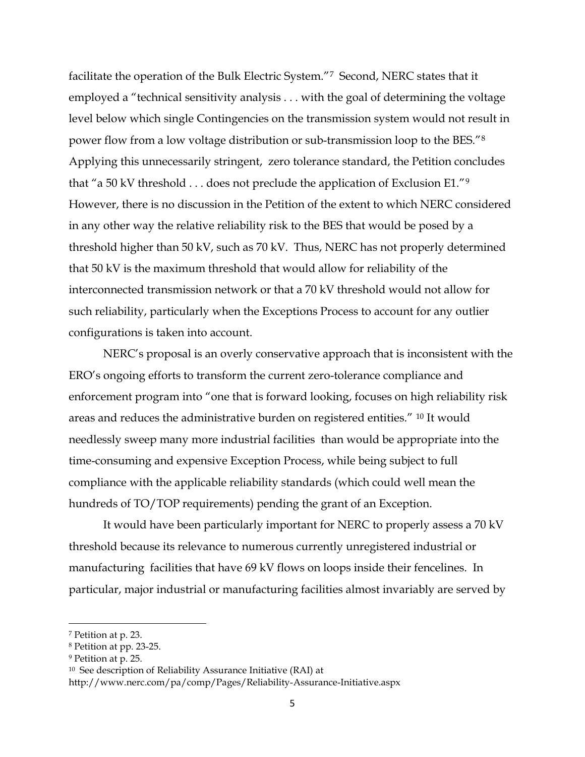facilitate the operation of the Bulk Electric System."[7] Second, NERC states that it employed a "technical sensitivity analysis . . . with the goal of determining the voltage level below which single Contingencies on the transmission system would not result in power flow from a low voltage distribution or sub-transmission loop to the BES."[8] Applying this unnecessarily stringent, zero tolerance standard, the Petition concludes that "a 50 kV threshold . . . does not preclude the application of Exclusion E1."[9] However, there is no discussion in the Petition of the extent to which NERC considered in any other way the relative reliability risk to the BES that would be posed by a threshold higher than 50 kV, such as 70 kV. Thus, NERC has not properly determined that 50 kV is the maximum threshold that would allow for reliability of the interconnected transmission network or that a 70 kV threshold would not allow for such reliability, particularly when the Exceptions Process to account for any outlier configurations is taken into account.

NERC's proposal is an overly conservative approach that is inconsistent with the ERO's ongoing efforts to transform the current zero-tolerance compliance and enforcement program into "one that is forward looking, focuses on high reliability risk areas and reduces the administrative burden on registered entities."[10] It would needlessly sweep many more industrial facilities than would be appropriate into the time-consuming and expensive Exception Process, while being subject to full compliance with the applicable reliability standards (which could well mean the hundreds of TO/TOP requirements) pending the grant of an Exception.

It would have been particularly important for NERC to properly assess a 70 kV threshold because its relevance to numerous currently unregistered industrial or manufacturing facilities that have 69 kV flows on loops inside their fencelines. In particular, major industrial or manufacturing facilities almost invariably are served by

---

[7] Petition at p. 23.

[8] Petition at pp. 23-25.

[9] Petition at p. 25.

[10] See description of Reliability Assurance Initiative (RAI) at http://www.nerc.com/pa/comp/Pages/Reliability-Assurance-Initiative.aspx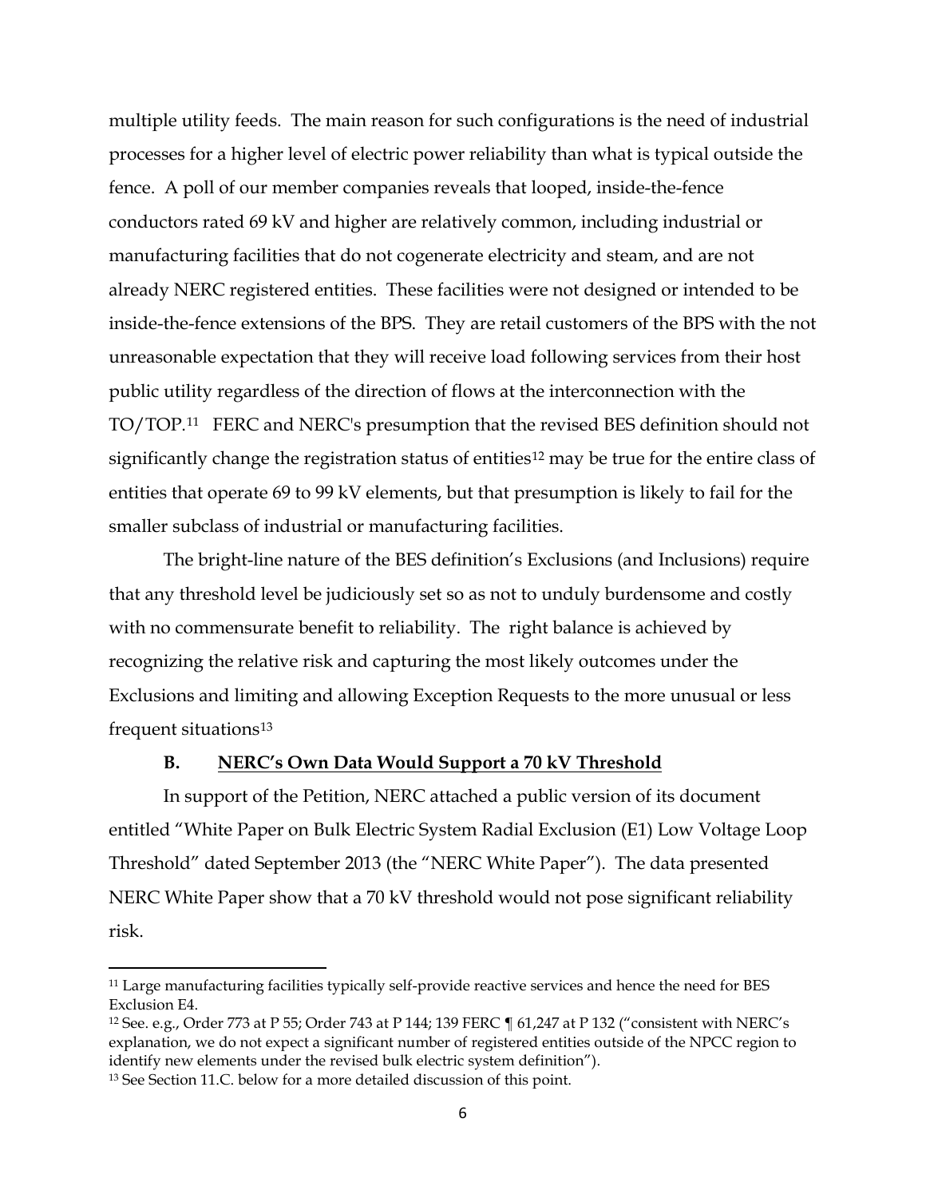multiple utility feeds. The main reason for such configurations is the need of industrial processes for a higher level of electric power reliability than what is typical outside the fence. A poll of our member companies reveals that looped, inside-the-fence conductors rated 69 kV and higher are relatively common, including industrial or manufacturing facilities that do not cogenerate electricity and steam, and are not already NERC registered entities. These facilities were not designed or intended to be inside-the-fence extensions of the BPS. They are retail customers of the BPS with the not unreasonable expectation that they will receive load following services from their host public utility regardless of the direction of flows at the interconnection with the TO/TOP.[11] FERC and NERC's presumption that the revised BES definition should not significantly change the registration status of entities[12] may be true for the entire class of entities that operate 69 to 99 kV elements, but that presumption is likely to fail for the smaller subclass of industrial or manufacturing facilities.

The bright-line nature of the BES definition's Exclusions (and Inclusions) require that any threshold level be judiciously set so as not to unduly burdensome and costly with no commensurate benefit to reliability. The right balance is achieved by recognizing the relative risk and capturing the most likely outcomes under the Exclusions and limiting and allowing Exception Requests to the more unusual or less frequent situations[13]

### B. <u>NERC's Own Data Would Support a 70 kV Threshold</u>

In support of the Petition, NERC attached a public version of its document entitled "White Paper on Bulk Electric System Radial Exclusion (E1) Low Voltage Loop Threshold" dated September 2013 (the "NERC White Paper"). The data presented NERC White Paper show that a 70 kV threshold would not pose significant reliability risk.

---

[11] Large manufacturing facilities typically self-provide reactive services and hence the need for BES Exclusion E4.

[12] See. e.g., Order 773 at P 55; Order 743 at P 144; 139 FERC ¶ 61,247 at P 132 ("consistent with NERC's explanation, we do not expect a significant number of registered entities outside of the NPCC region to identify new elements under the revised bulk electric system definition").

[13] See Section 11.C. below for a more detailed discussion of this point.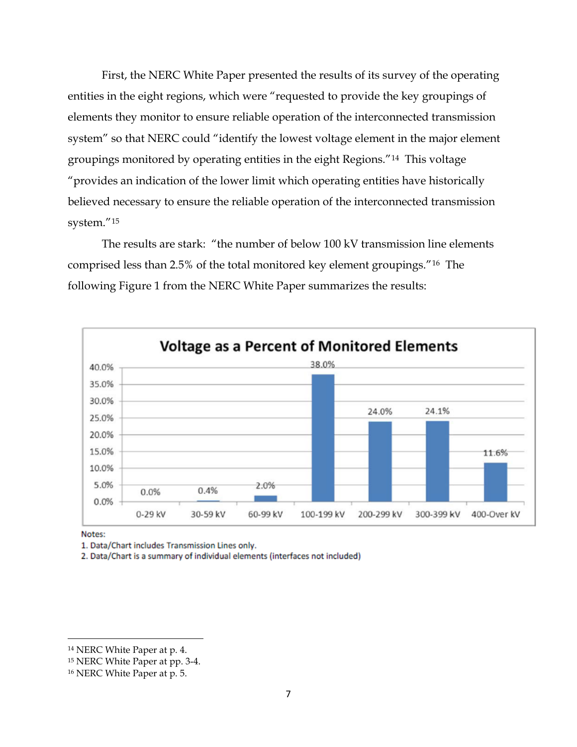First, the NERC White Paper presented the results of its survey of the operating entities in the eight regions, which were "requested to provide the key groupings of elements they monitor to ensure reliable operation of the interconnected transmission system" so that NERC could "identify the lowest voltage element in the major element groupings monitored by operating entities in the eight Regions."[14] This voltage "provides an indication of the lower limit which operating entities have historically believed necessary to ensure the reliable operation of the interconnected transmission system."[15]

The results are stark: "the number of below 100 kV transmission line elements comprised less than 2.5% of the total monitored key element groupings."[16] The following Figure 1 from the NERC White Paper summarizes the results:

**Voltage as a Percent of Monitored Elements**

| Voltage | Percent |
|---|---|
| 0-29 kV | 0.0% |
| 30-59 kV | 0.4% |
| 60-99 kV | 2.0% |
| 100-199 kV | 38.0% |
| 200-299 kV | 24.0% |
| 300-399 kV | 24.1% |
| 400-Over kV | 11.6% |

Notes:
1. Data/Chart includes Transmission Lines only.
2. Data/Chart is a summary of individual elements (interfaces not included)

---

[14] NERC White Paper at p. 4.
[15] NERC White Paper at pp. 3-4.
[16] NERC White Paper at p. 5.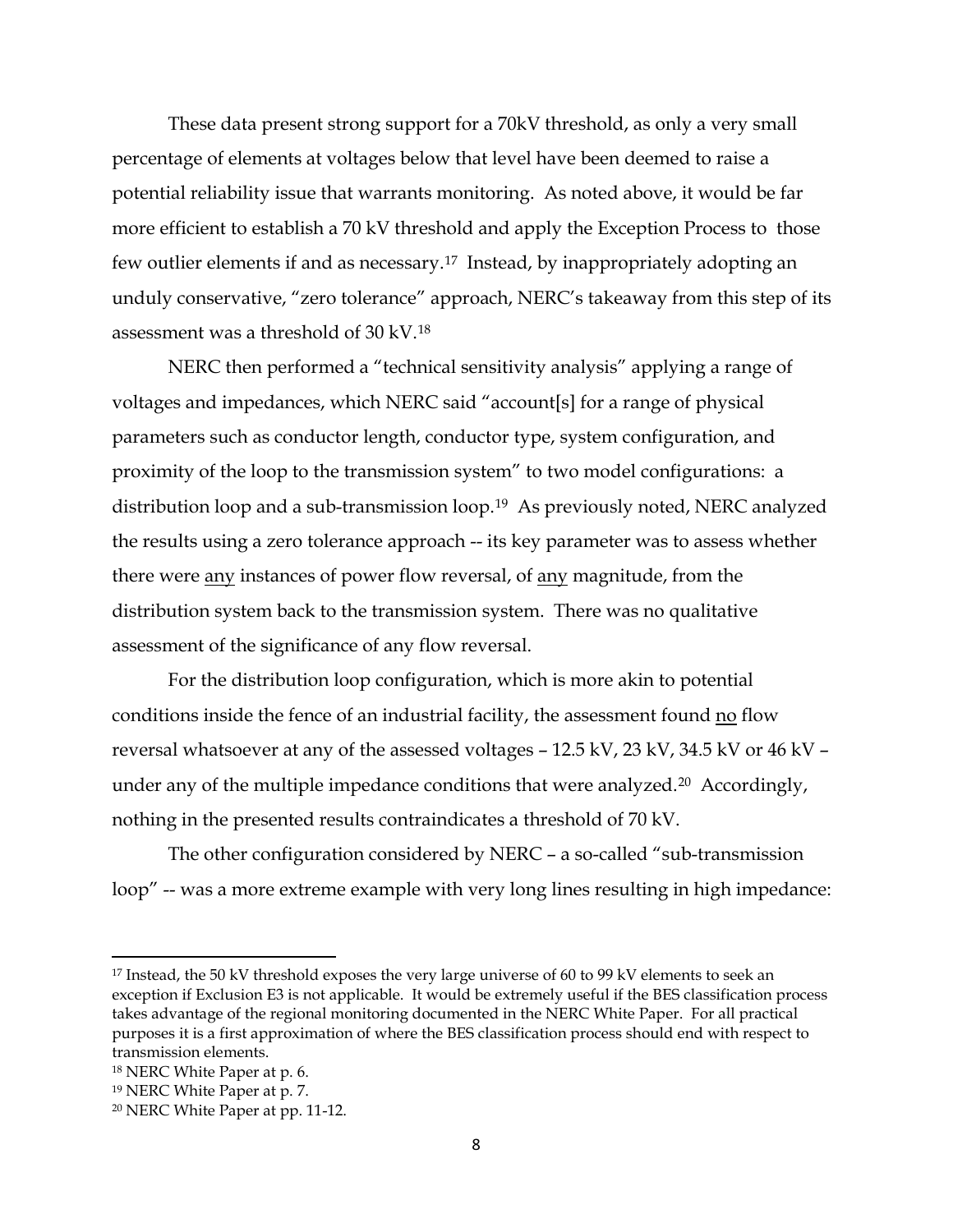These data present strong support for a 70kV threshold, as only a very small percentage of elements at voltages below that level have been deemed to raise a potential reliability issue that warrants monitoring. As noted above, it would be far more efficient to establish a 70 kV threshold and apply the Exception Process to those few outlier elements if and as necessary.[17] Instead, by inappropriately adopting an unduly conservative, "zero tolerance" approach, NERC's takeaway from this step of its assessment was a threshold of 30 kV.[18]

NERC then performed a "technical sensitivity analysis" applying a range of voltages and impedances, which NERC said "account[s] for a range of physical parameters such as conductor length, conductor type, system configuration, and proximity of the loop to the transmission system" to two model configurations: a distribution loop and a sub-transmission loop.[19] As previously noted, NERC analyzed the results using a zero tolerance approach -- its key parameter was to assess whether there were <u>any</u> instances of power flow reversal, of <u>any</u> magnitude, from the distribution system back to the transmission system. There was no qualitative assessment of the significance of any flow reversal.

For the distribution loop configuration, which is more akin to potential conditions inside the fence of an industrial facility, the assessment found <u>no</u> flow reversal whatsoever at any of the assessed voltages – 12.5 kV, 23 kV, 34.5 kV or 46 kV – under any of the multiple impedance conditions that were analyzed.[20] Accordingly, nothing in the presented results contraindicates a threshold of 70 kV.

The other configuration considered by NERC – a so-called "sub-transmission loop" -- was a more extreme example with very long lines resulting in high impedance:

---

[17] Instead, the 50 kV threshold exposes the very large universe of 60 to 99 kV elements to seek an exception if Exclusion E3 is not applicable. It would be extremely useful if the BES classification process takes advantage of the regional monitoring documented in the NERC White Paper. For all practical purposes it is a first approximation of where the BES classification process should end with respect to transmission elements.

[18] NERC White Paper at p. 6.

[19] NERC White Paper at p. 7.

[20] NERC White Paper at pp. 11-12.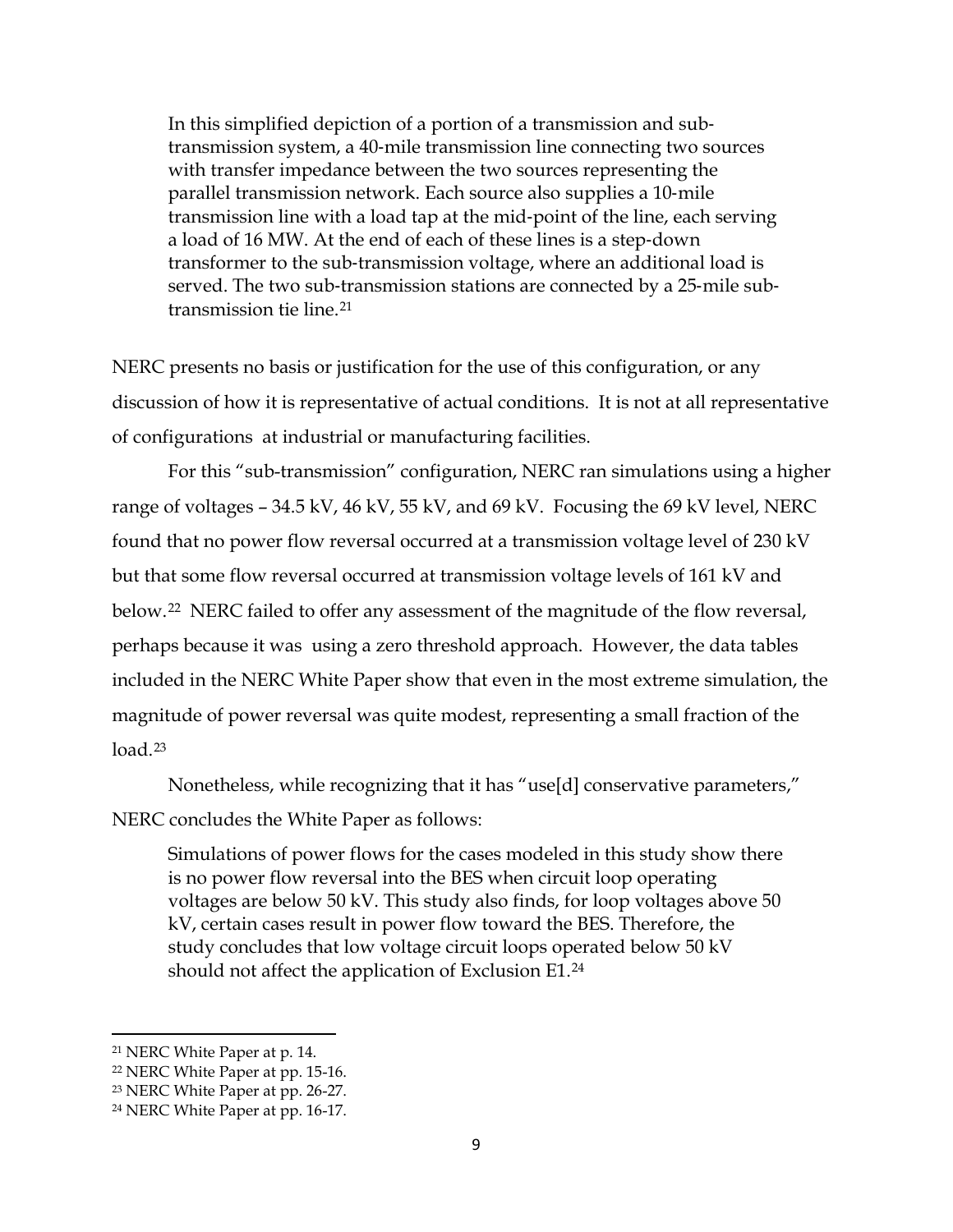> In this simplified depiction of a portion of a transmission and sub-transmission system, a 40-mile transmission line connecting two sources with transfer impedance between the two sources representing the parallel transmission network. Each source also supplies a 10-mile transmission line with a load tap at the mid-point of the line, each serving a load of 16 MW. At the end of each of these lines is a step-down transformer to the sub-transmission voltage, where an additional load is served. The two sub-transmission stations are connected by a 25-mile sub-transmission tie line.[21]

NERC presents no basis or justification for the use of this configuration, or any discussion of how it is representative of actual conditions. It is not at all representative of configurations at industrial or manufacturing facilities.

For this "sub-transmission" configuration, NERC ran simulations using a higher range of voltages – 34.5 kV, 46 kV, 55 kV, and 69 kV. Focusing the 69 kV level, NERC found that no power flow reversal occurred at a transmission voltage level of 230 kV but that some flow reversal occurred at transmission voltage levels of 161 kV and below.[22] NERC failed to offer any assessment of the magnitude of the flow reversal, perhaps because it was using a zero threshold approach. However, the data tables included in the NERC White Paper show that even in the most extreme simulation, the magnitude of power reversal was quite modest, representing a small fraction of the load.[23]

Nonetheless, while recognizing that it has "use[d] conservative parameters," NERC concludes the White Paper as follows:

> Simulations of power flows for the cases modeled in this study show there is no power flow reversal into the BES when circuit loop operating voltages are below 50 kV. This study also finds, for loop voltages above 50 kV, certain cases result in power flow toward the BES. Therefore, the study concludes that low voltage circuit loops operated below 50 kV should not affect the application of Exclusion E1.[24]

---

[21] NERC White Paper at p. 14.

[22] NERC White Paper at pp. 15-16.

[23] NERC White Paper at pp. 26-27.

[24] NERC White Paper at pp. 16-17.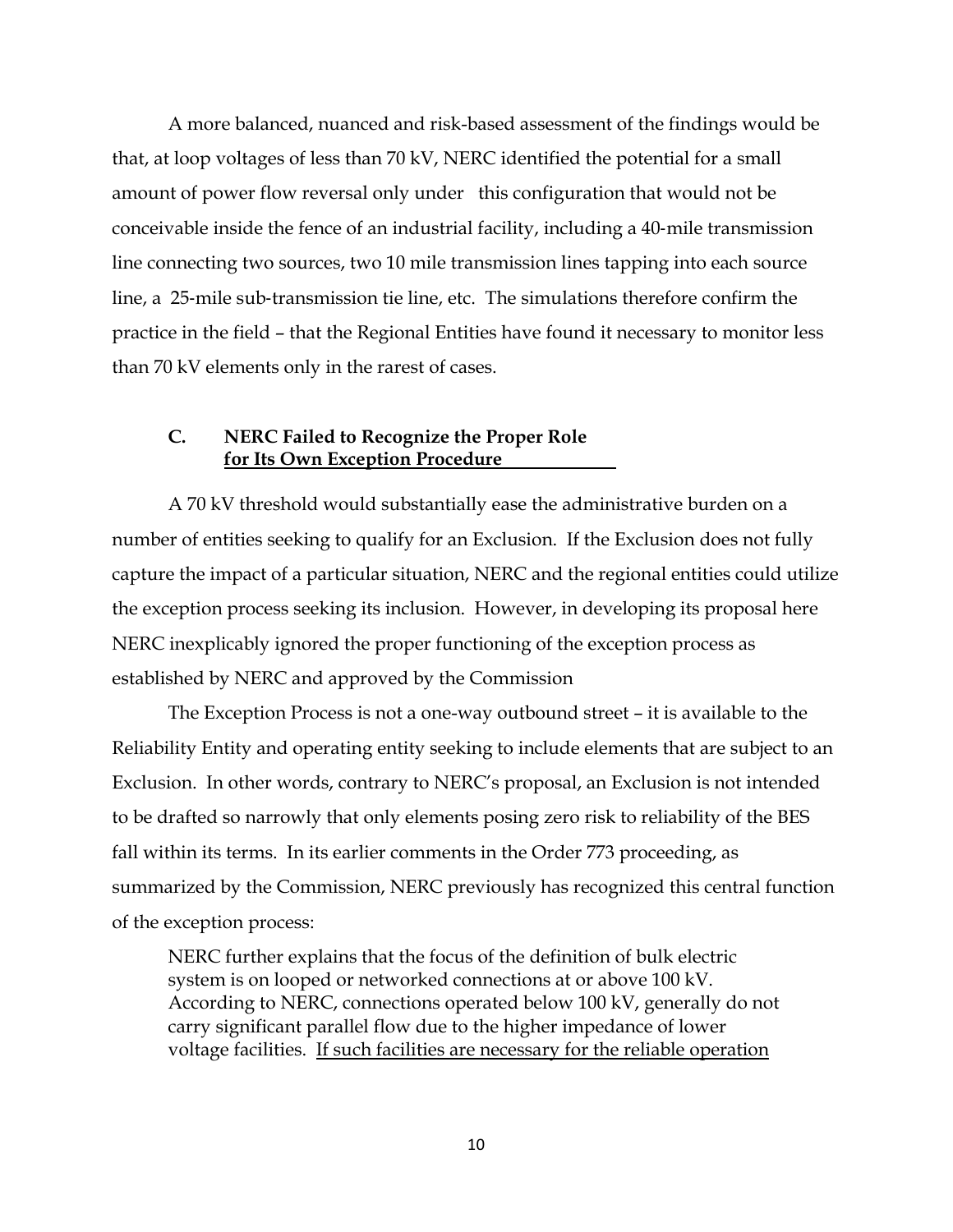A more balanced, nuanced and risk-based assessment of the findings would be that, at loop voltages of less than 70 kV, NERC identified the potential for a small amount of power flow reversal only under this configuration that would not be conceivable inside the fence of an industrial facility, including a 40-mile transmission line connecting two sources, two 10 mile transmission lines tapping into each source line, a 25-mile sub-transmission tie line, etc. The simulations therefore confirm the practice in the field – that the Regional Entities have found it necessary to monitor less than 70 kV elements only in the rarest of cases.

### C. NERC Failed to Recognize the Proper Role for Its Own Exception Procedure

A 70 kV threshold would substantially ease the administrative burden on a number of entities seeking to qualify for an Exclusion. If the Exclusion does not fully capture the impact of a particular situation, NERC and the regional entities could utilize the exception process seeking its inclusion. However, in developing its proposal here NERC inexplicably ignored the proper functioning of the exception process as established by NERC and approved by the Commission

The Exception Process is not a one-way outbound street – it is available to the Reliability Entity and operating entity seeking to include elements that are subject to an Exclusion. In other words, contrary to NERC's proposal, an Exclusion is not intended to be drafted so narrowly that only elements posing zero risk to reliability of the BES fall within its terms. In its earlier comments in the Order 773 proceeding, as summarized by the Commission, NERC previously has recognized this central function of the exception process:

> NERC further explains that the focus of the definition of bulk electric system is on looped or networked connections at or above 100 kV. According to NERC, connections operated below 100 kV, generally do not carry significant parallel flow due to the higher impedance of lower voltage facilities. <u>If such facilities are necessary for the reliable operation</u>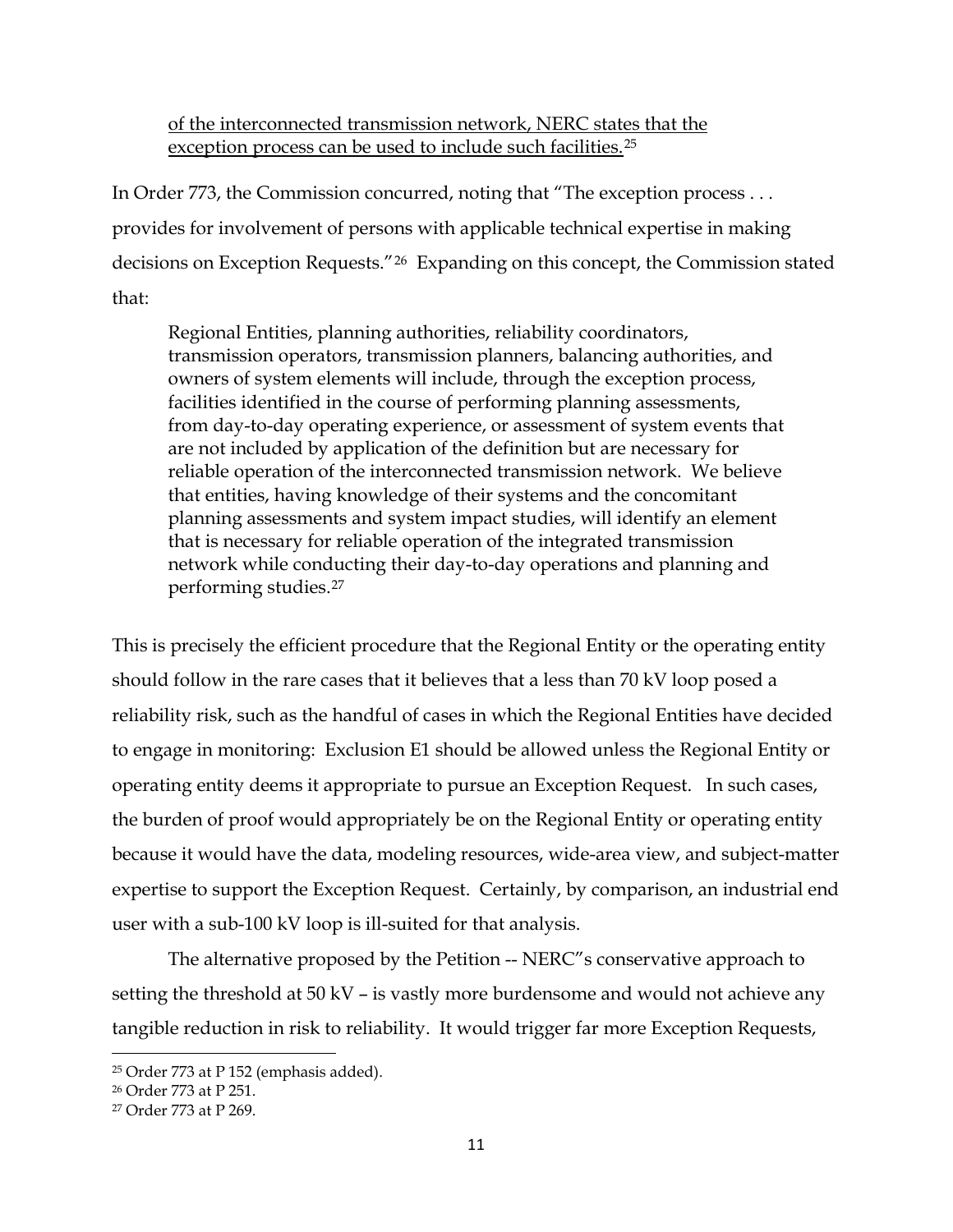> <u>of the interconnected transmission network, NERC states that the exception process can be used to include such facilities.</u>[25]

In Order 773, the Commission concurred, noting that "The exception process . . . provides for involvement of persons with applicable technical expertise in making decisions on Exception Requests."[26] Expanding on this concept, the Commission stated that:

> Regional Entities, planning authorities, reliability coordinators, transmission operators, transmission planners, balancing authorities, and owners of system elements will include, through the exception process, facilities identified in the course of performing planning assessments, from day-to-day operating experience, or assessment of system events that are not included by application of the definition but are necessary for reliable operation of the interconnected transmission network. We believe that entities, having knowledge of their systems and the concomitant planning assessments and system impact studies, will identify an element that is necessary for reliable operation of the integrated transmission network while conducting their day-to-day operations and planning and performing studies.[27]

This is precisely the efficient procedure that the Regional Entity or the operating entity should follow in the rare cases that it believes that a less than 70 kV loop posed a reliability risk, such as the handful of cases in which the Regional Entities have decided to engage in monitoring: Exclusion E1 should be allowed unless the Regional Entity or operating entity deems it appropriate to pursue an Exception Request. In such cases, the burden of proof would appropriately be on the Regional Entity or operating entity because it would have the data, modeling resources, wide-area view, and subject-matter expertise to support the Exception Request. Certainly, by comparison, an industrial end user with a sub-100 kV loop is ill-suited for that analysis.

The alternative proposed by the Petition -- NERC"s conservative approach to setting the threshold at 50 kV – is vastly more burdensome and would not achieve any tangible reduction in risk to reliability. It would trigger far more Exception Requests,

---

[25] Order 773 at P 152 (emphasis added).

[26] Order 773 at P 251.

[27] Order 773 at P 269.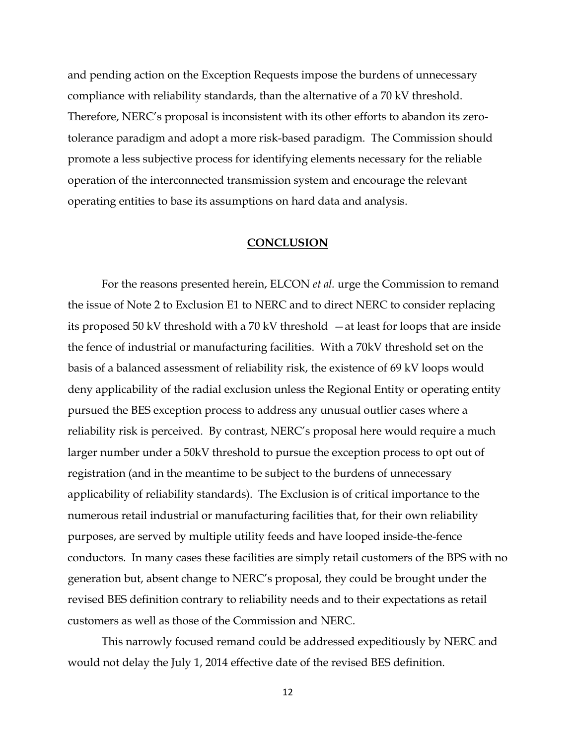and pending action on the Exception Requests impose the burdens of unnecessary compliance with reliability standards, than the alternative of a 70 kV threshold. Therefore, NERC's proposal is inconsistent with its other efforts to abandon its zero-tolerance paradigm and adopt a more risk-based paradigm. The Commission should promote a less subjective process for identifying elements necessary for the reliable operation of the interconnected transmission system and encourage the relevant operating entities to base its assumptions on hard data and analysis.

## CONCLUSION

For the reasons presented herein, ELCON *et al.* urge the Commission to remand the issue of Note 2 to Exclusion E1 to NERC and to direct NERC to consider replacing its proposed 50 kV threshold with a 70 kV threshold —at least for loops that are inside the fence of industrial or manufacturing facilities. With a 70kV threshold set on the basis of a balanced assessment of reliability risk, the existence of 69 kV loops would deny applicability of the radial exclusion unless the Regional Entity or operating entity pursued the BES exception process to address any unusual outlier cases where a reliability risk is perceived. By contrast, NERC's proposal here would require a much larger number under a 50kV threshold to pursue the exception process to opt out of registration (and in the meantime to be subject to the burdens of unnecessary applicability of reliability standards). The Exclusion is of critical importance to the numerous retail industrial or manufacturing facilities that, for their own reliability purposes, are served by multiple utility feeds and have looped inside-the-fence conductors. In many cases these facilities are simply retail customers of the BPS with no generation but, absent change to NERC's proposal, they could be brought under the revised BES definition contrary to reliability needs and to their expectations as retail customers as well as those of the Commission and NERC.

This narrowly focused remand could be addressed expeditiously by NERC and would not delay the July 1, 2014 effective date of the revised BES definition.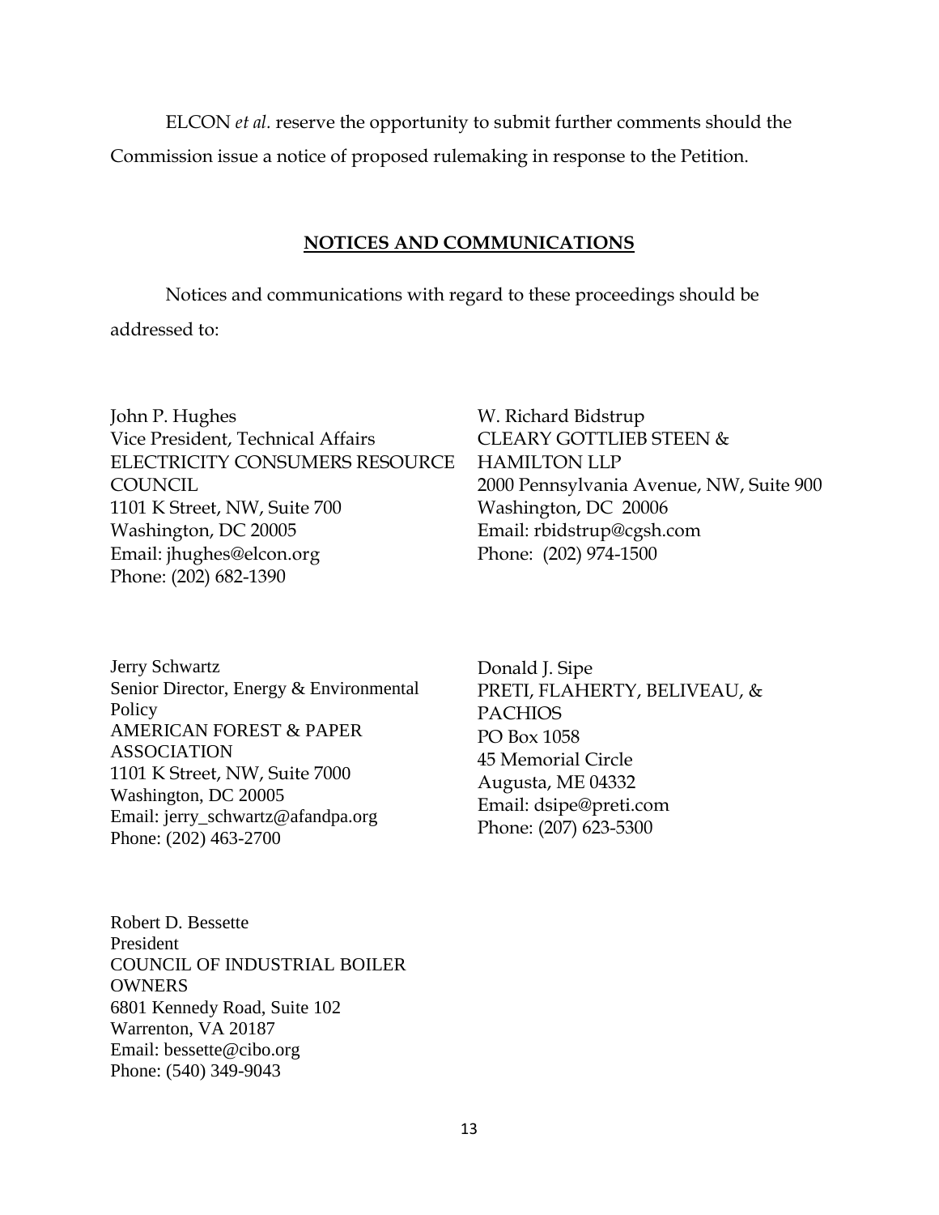ELCON *et al.* reserve the opportunity to submit further comments should the Commission issue a notice of proposed rulemaking in response to the Petition.

## NOTICES AND COMMUNICATIONS

Notices and communications with regard to these proceedings should be addressed to:

John P. Hughes
Vice President, Technical Affairs
ELECTRICITY CONSUMERS RESOURCE COUNCIL
1101 K Street, NW, Suite 700
Washington, DC 20005
Email: jhughes@elcon.org
Phone: (202) 682-1390

W. Richard Bidstrup
CLEARY GOTTLIEB STEEN & HAMILTON LLP
2000 Pennsylvania Avenue, NW, Suite 900
Washington, DC 20006
Email: rbidstrup@cgsh.com
Phone: (202) 974-1500

Jerry Schwartz
Senior Director, Energy & Environmental Policy
AMERICAN FOREST & PAPER ASSOCIATION
1101 K Street, NW, Suite 7000
Washington, DC 20005
Email: jerry_schwartz@afandpa.org
Phone: (202) 463-2700

Donald J. Sipe
PRETI, FLAHERTY, BELIVEAU, & PACHIOS
PO Box 1058
45 Memorial Circle
Augusta, ME 04332
Email: dsipe@preti.com
Phone: (207) 623-5300

Robert D. Bessette
President
COUNCIL OF INDUSTRIAL BOILER OWNERS
6801 Kennedy Road, Suite 102
Warrenton, VA 20187
Email: bessette@cibo.org
Phone: (540) 349-9043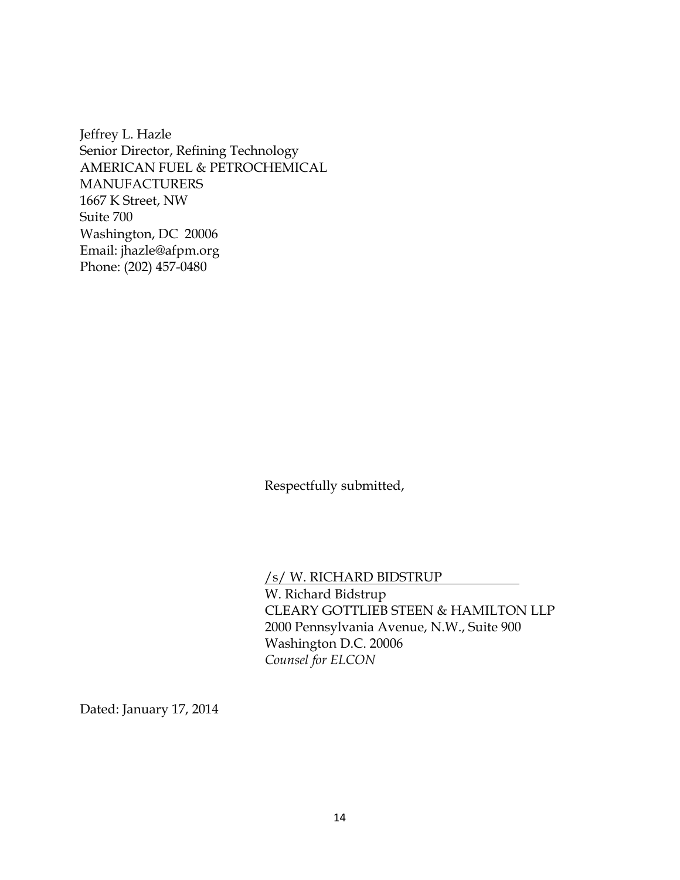Jeffrey L. Hazle
Senior Director, Refining Technology
AMERICAN FUEL & PETROCHEMICAL
MANUFACTURERS
1667 K Street, NW
Suite 700
Washington, DC 20006
Email: jhazle@afpm.org
Phone: (202) 457-0480

Respectfully submitted,

/s/ W. RICHARD BIDSTRUP
W. Richard Bidstrup
CLEARY GOTTLIEB STEEN & HAMILTON LLP
2000 Pennsylvania Avenue, N.W., Suite 900
Washington D.C. 20006
*Counsel for ELCON*

Dated: January 17, 2014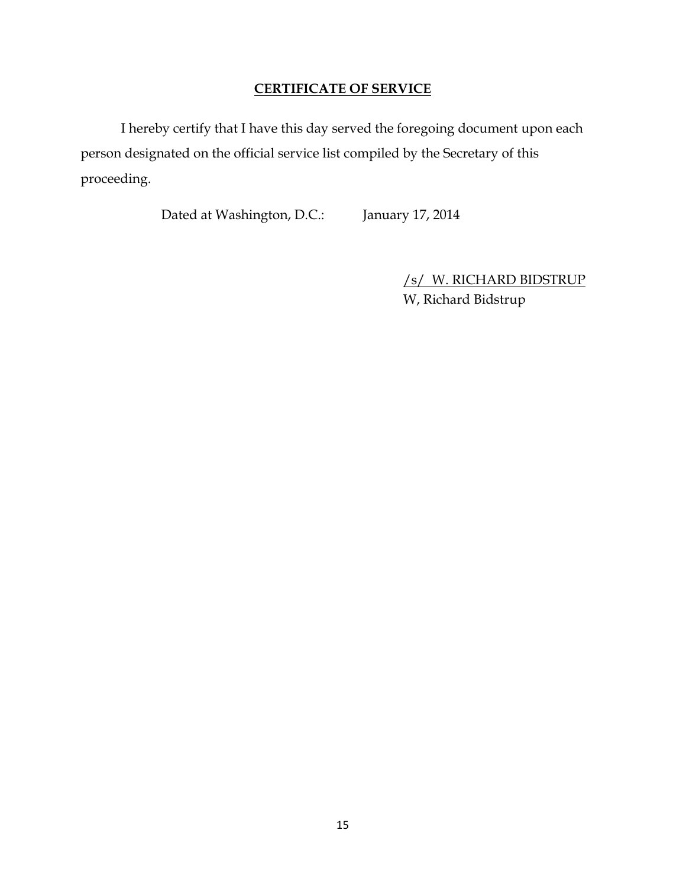**CERTIFICATE OF SERVICE**

I hereby certify that I have this day served the foregoing document upon each person designated on the official service list compiled by the Secretary of this proceeding.

Dated at Washington, D.C.: January 17, 2014

/s/ W. RICHARD BIDSTRUP
W, Richard Bidstrup